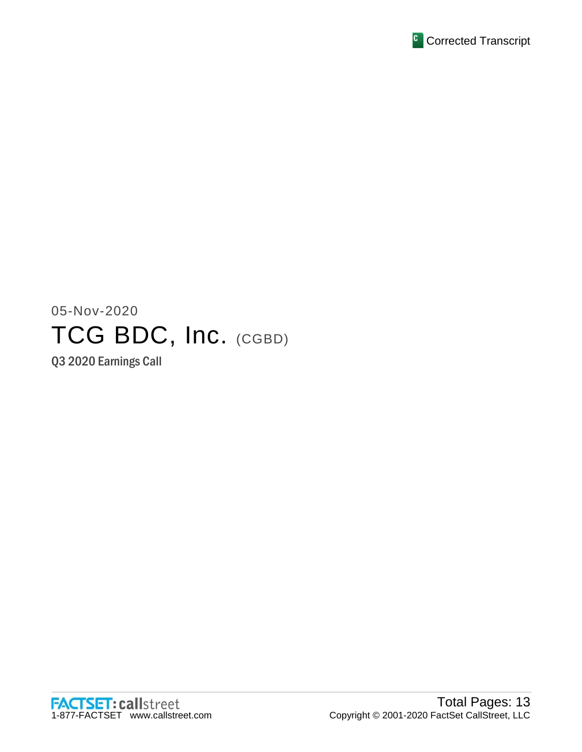Corrected Transcript

05-Nov-2020

# TCG BDC, Inc. (CGBD)

## Q3 2020 Earnings Call

FACTSET: callstreet
1-877-FACTSET www.callstreet.com

Total Pages: 13
Copyright © 2001-2020 FactSet CallStreet, LLC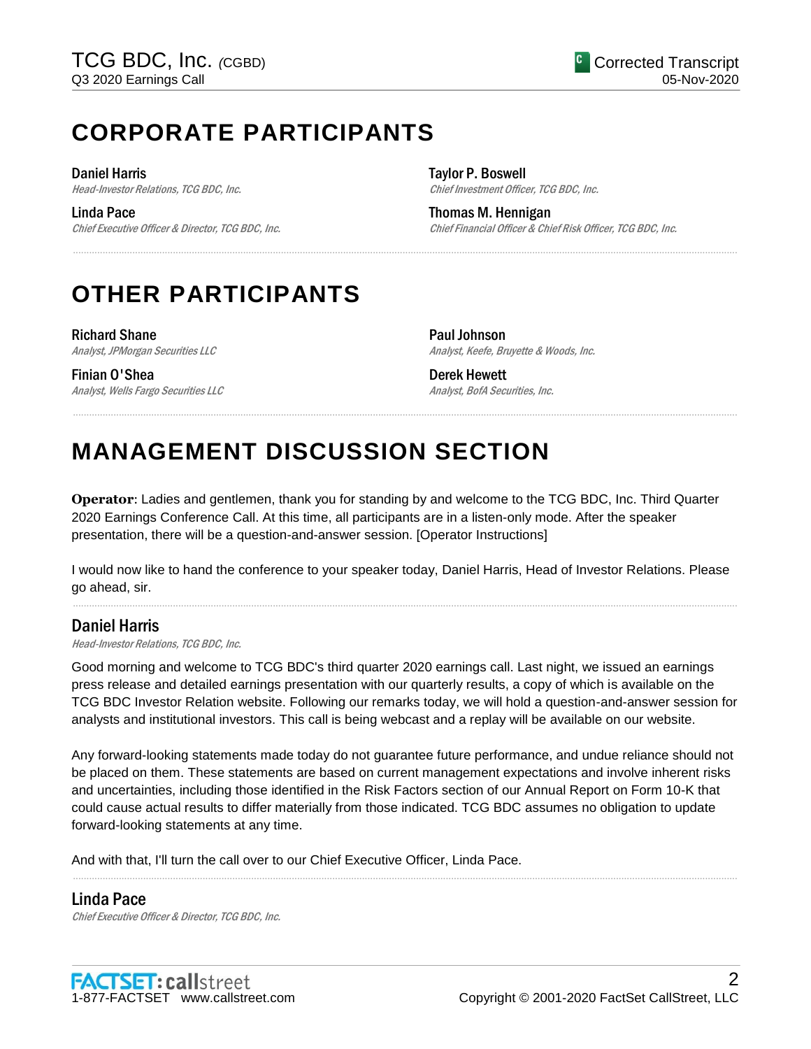# CORPORATE PARTICIPANTS

**Daniel Harris**
*Head-Investor Relations, TCG BDC, Inc.*

**Linda Pace**
*Chief Executive Officer & Director, TCG BDC, Inc.*

**Taylor P. Boswell**
*Chief Investment Officer, TCG BDC, Inc.*

**Thomas M. Hennigan**
*Chief Financial Officer & Chief Risk Officer, TCG BDC, Inc.*

# OTHER PARTICIPANTS

**Richard Shane**
*Analyst, JPMorgan Securities LLC*

**Finian O'Shea**
*Analyst, Wells Fargo Securities LLC*

**Paul Johnson**
*Analyst, Keefe, Bruyette & Woods, Inc.*

**Derek Hewett**
*Analyst, BofA Securities, Inc.*

# MANAGEMENT DISCUSSION SECTION

**Operator**: Ladies and gentlemen, thank you for standing by and welcome to the TCG BDC, Inc. Third Quarter 2020 Earnings Conference Call. At this time, all participants are in a listen-only mode. After the speaker presentation, there will be a question-and-answer session. [Operator Instructions]

I would now like to hand the conference to your speaker today, Daniel Harris, Head of Investor Relations. Please go ahead, sir.

## Daniel Harris

*Head-Investor Relations, TCG BDC, Inc.*

Good morning and welcome to TCG BDC's third quarter 2020 earnings call. Last night, we issued an earnings press release and detailed earnings presentation with our quarterly results, a copy of which is available on the TCG BDC Investor Relation website. Following our remarks today, we will hold a question-and-answer session for analysts and institutional investors. This call is being webcast and a replay will be available on our website.

Any forward-looking statements made today do not guarantee future performance, and undue reliance should not be placed on them. These statements are based on current management expectations and involve inherent risks and uncertainties, including those identified in the Risk Factors section of our Annual Report on Form 10-K that could cause actual results to differ materially from those indicated. TCG BDC assumes no obligation to update forward-looking statements at any time.

And with that, I'll turn the call over to our Chief Executive Officer, Linda Pace.

## Linda Pace

*Chief Executive Officer & Director, TCG BDC, Inc.*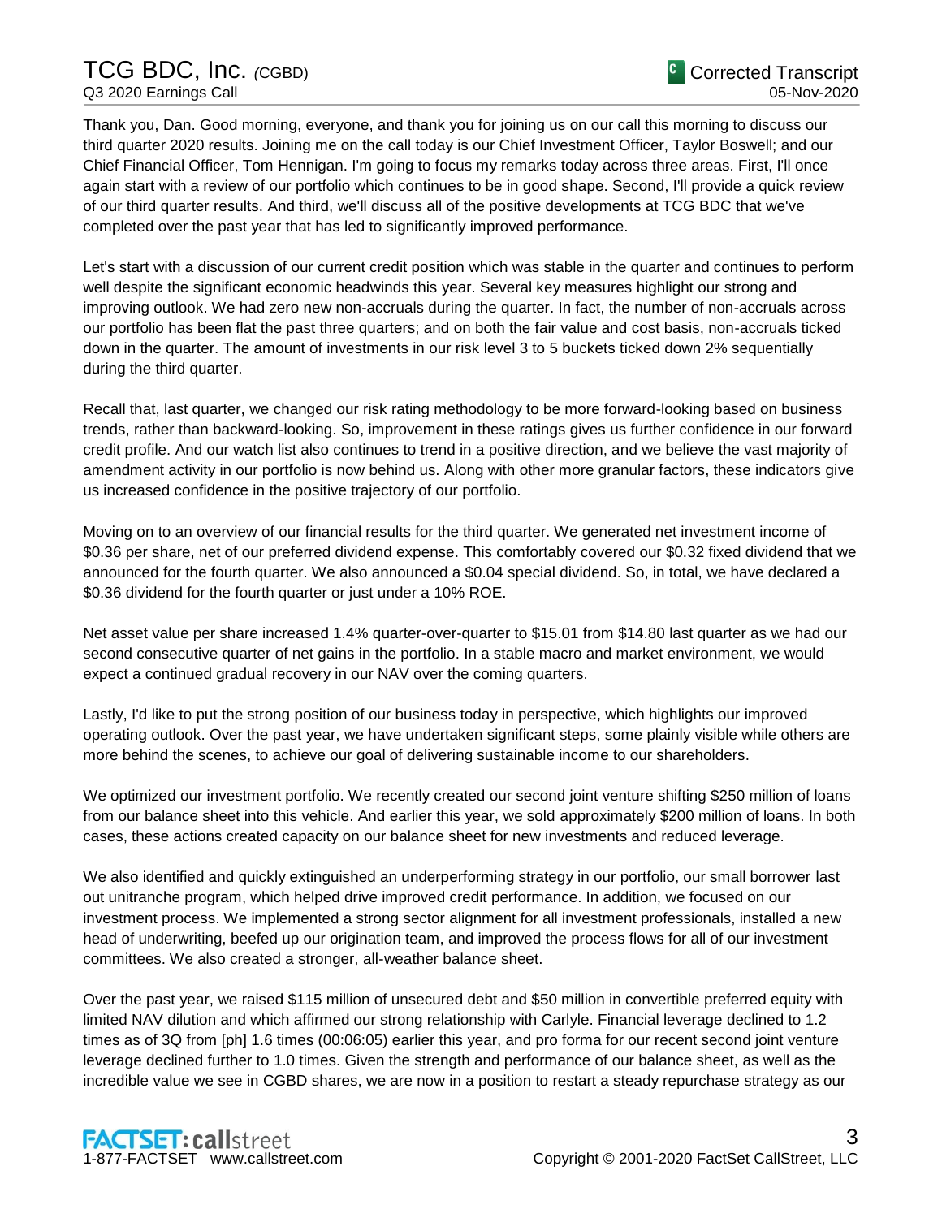Thank you, Dan. Good morning, everyone, and thank you for joining us on our call this morning to discuss our third quarter 2020 results. Joining me on the call today is our Chief Investment Officer, Taylor Boswell; and our Chief Financial Officer, Tom Hennigan. I'm going to focus my remarks today across three areas. First, I'll once again start with a review of our portfolio which continues to be in good shape. Second, I'll provide a quick review of our third quarter results. And third, we'll discuss all of the positive developments at TCG BDC that we've completed over the past year that has led to significantly improved performance.

Let's start with a discussion of our current credit position which was stable in the quarter and continues to perform well despite the significant economic headwinds this year. Several key measures highlight our strong and improving outlook. We had zero new non-accruals during the quarter. In fact, the number of non-accruals across our portfolio has been flat the past three quarters; and on both the fair value and cost basis, non-accruals ticked down in the quarter. The amount of investments in our risk level 3 to 5 buckets ticked down 2% sequentially during the third quarter.

Recall that, last quarter, we changed our risk rating methodology to be more forward-looking based on business trends, rather than backward-looking. So, improvement in these ratings gives us further confidence in our forward credit profile. And our watch list also continues to trend in a positive direction, and we believe the vast majority of amendment activity in our portfolio is now behind us. Along with other more granular factors, these indicators give us increased confidence in the positive trajectory of our portfolio.

Moving on to an overview of our financial results for the third quarter. We generated net investment income of $0.36 per share, net of our preferred dividend expense. This comfortably covered our $0.32 fixed dividend that we announced for the fourth quarter. We also announced a $0.04 special dividend. So, in total, we have declared a $0.36 dividend for the fourth quarter or just under a 10% ROE.

Net asset value per share increased 1.4% quarter-over-quarter to $15.01 from $14.80 last quarter as we had our second consecutive quarter of net gains in the portfolio. In a stable macro and market environment, we would expect a continued gradual recovery in our NAV over the coming quarters.

Lastly, I'd like to put the strong position of our business today in perspective, which highlights our improved operating outlook. Over the past year, we have undertaken significant steps, some plainly visible while others are more behind the scenes, to achieve our goal of delivering sustainable income to our shareholders.

We optimized our investment portfolio. We recently created our second joint venture shifting $250 million of loans from our balance sheet into this vehicle. And earlier this year, we sold approximately $200 million of loans. In both cases, these actions created capacity on our balance sheet for new investments and reduced leverage.

We also identified and quickly extinguished an underperforming strategy in our portfolio, our small borrower last out unitranche program, which helped drive improved credit performance. In addition, we focused on our investment process. We implemented a strong sector alignment for all investment professionals, installed a new head of underwriting, beefed up our origination team, and improved the process flows for all of our investment committees. We also created a stronger, all-weather balance sheet.

Over the past year, we raised $115 million of unsecured debt and $50 million in convertible preferred equity with limited NAV dilution and which affirmed our strong relationship with Carlyle. Financial leverage declined to 1.2 times as of 3Q from [ph] 1.6 times (00:06:05) earlier this year, and pro forma for our recent second joint venture leverage declined further to 1.0 times. Given the strength and performance of our balance sheet, as well as the incredible value we see in CGBD shares, we are now in a position to restart a steady repurchase strategy as our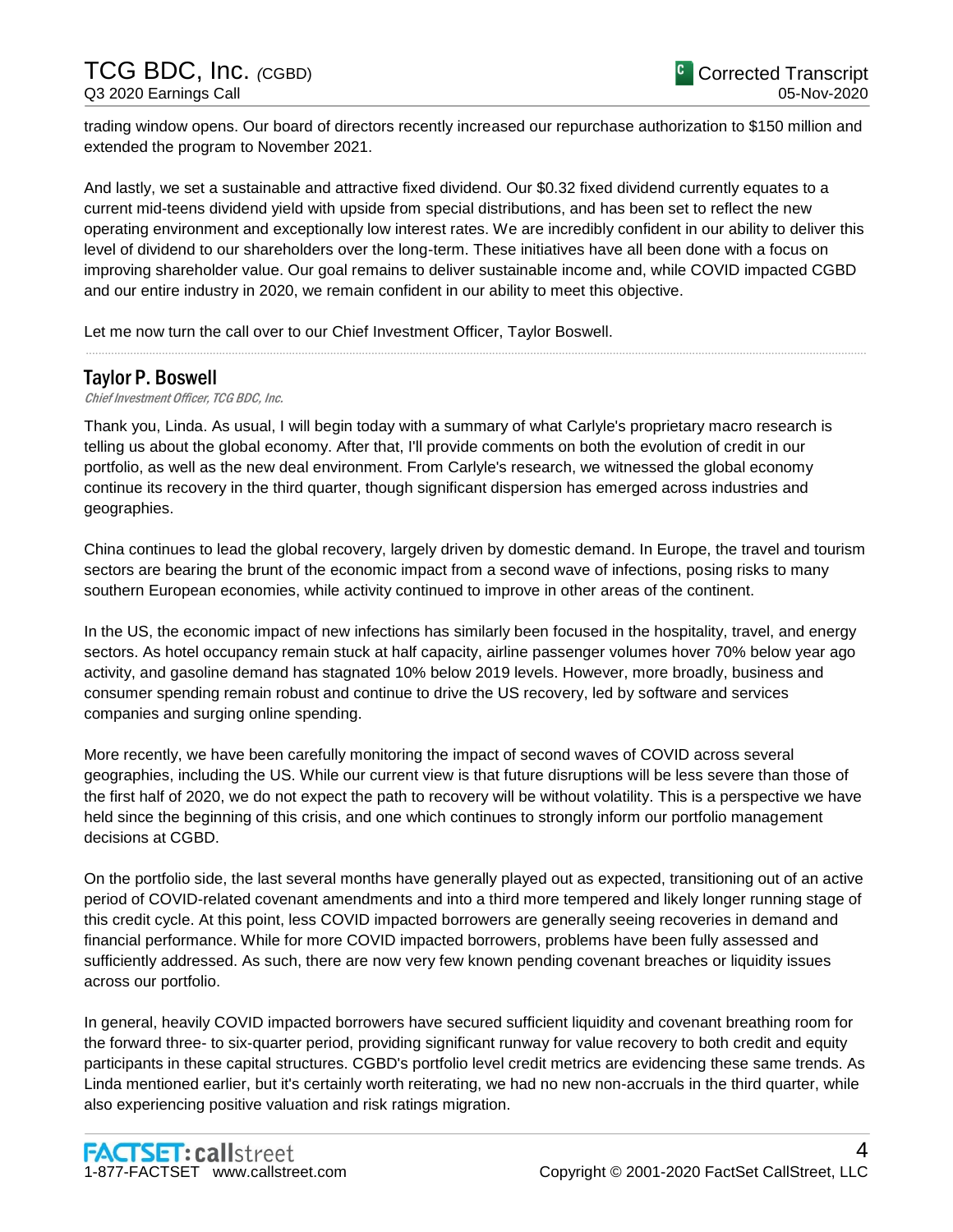trading window opens. Our board of directors recently increased our repurchase authorization to $150 million and extended the program to November 2021.

And lastly, we set a sustainable and attractive fixed dividend. Our $0.32 fixed dividend currently equates to a current mid-teens dividend yield with upside from special distributions, and has been set to reflect the new operating environment and exceptionally low interest rates. We are incredibly confident in our ability to deliver this level of dividend to our shareholders over the long-term. These initiatives have all been done with a focus on improving shareholder value. Our goal remains to deliver sustainable income and, while COVID impacted CGBD and our entire industry in 2020, we remain confident in our ability to meet this objective.

Let me now turn the call over to our Chief Investment Officer, Taylor Boswell.

---

## Taylor P. Boswell

*Chief Investment Officer, TCG BDC, Inc.*

Thank you, Linda. As usual, I will begin today with a summary of what Carlyle's proprietary macro research is telling us about the global economy. After that, I'll provide comments on both the evolution of credit in our portfolio, as well as the new deal environment. From Carlyle's research, we witnessed the global economy continue its recovery in the third quarter, though significant dispersion has emerged across industries and geographies.

China continues to lead the global recovery, largely driven by domestic demand. In Europe, the travel and tourism sectors are bearing the brunt of the economic impact from a second wave of infections, posing risks to many southern European economies, while activity continued to improve in other areas of the continent.

In the US, the economic impact of new infections has similarly been focused in the hospitality, travel, and energy sectors. As hotel occupancy remain stuck at half capacity, airline passenger volumes hover 70% below year ago activity, and gasoline demand has stagnated 10% below 2019 levels. However, more broadly, business and consumer spending remain robust and continue to drive the US recovery, led by software and services companies and surging online spending.

More recently, we have been carefully monitoring the impact of second waves of COVID across several geographies, including the US. While our current view is that future disruptions will be less severe than those of the first half of 2020, we do not expect the path to recovery will be without volatility. This is a perspective we have held since the beginning of this crisis, and one which continues to strongly inform our portfolio management decisions at CGBD.

On the portfolio side, the last several months have generally played out as expected, transitioning out of an active period of COVID-related covenant amendments and into a third more tempered and likely longer running stage of this credit cycle. At this point, less COVID impacted borrowers are generally seeing recoveries in demand and financial performance. While for more COVID impacted borrowers, problems have been fully assessed and sufficiently addressed. As such, there are now very few known pending covenant breaches or liquidity issues across our portfolio.

In general, heavily COVID impacted borrowers have secured sufficient liquidity and covenant breathing room for the forward three- to six-quarter period, providing significant runway for value recovery to both credit and equity participants in these capital structures. CGBD's portfolio level credit metrics are evidencing these same trends. As Linda mentioned earlier, but it's certainly worth reiterating, we had no new non-accruals in the third quarter, while also experiencing positive valuation and risk ratings migration.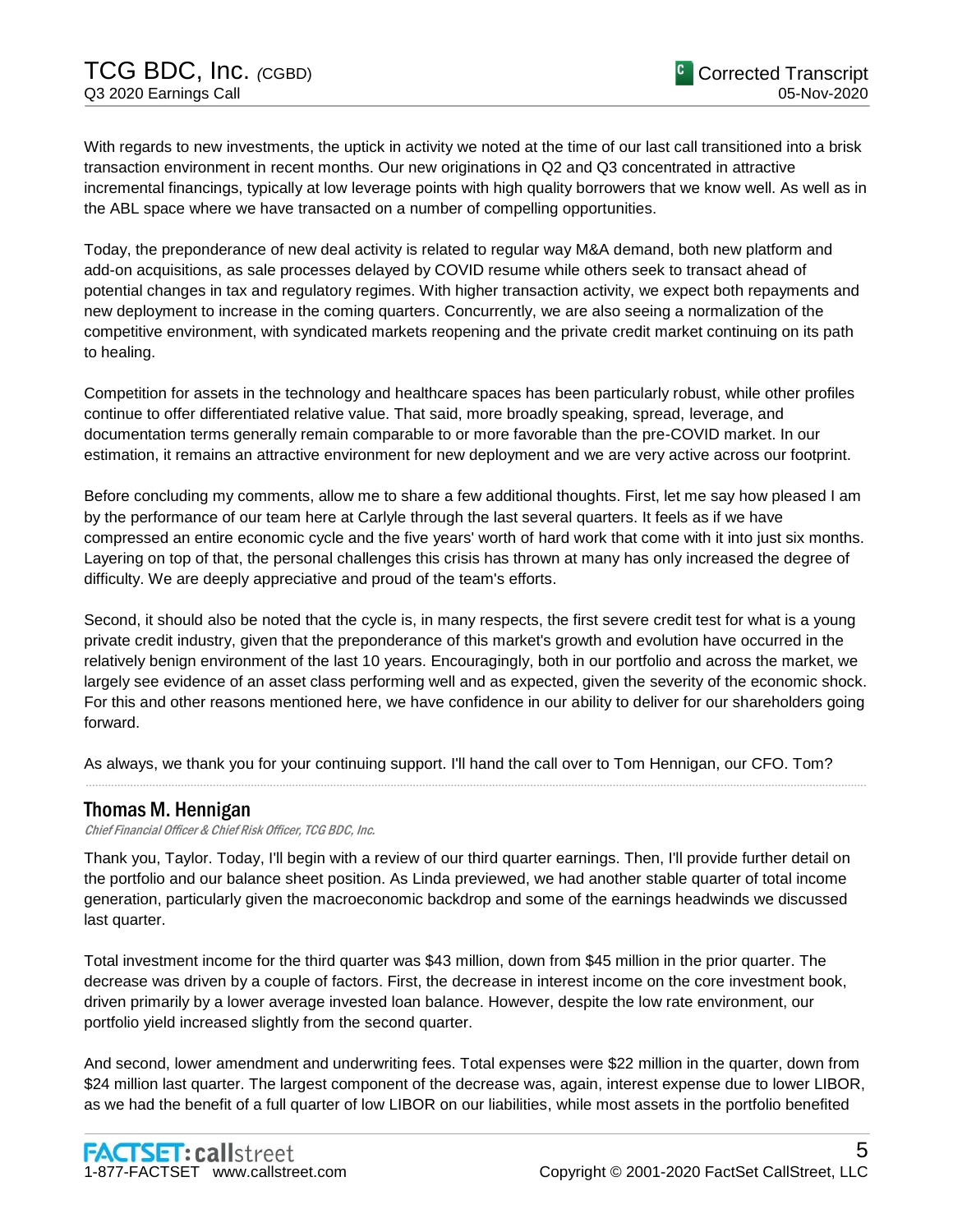With regards to new investments, the uptick in activity we noted at the time of our last call transitioned into a brisk transaction environment in recent months. Our new originations in Q2 and Q3 concentrated in attractive incremental financings, typically at low leverage points with high quality borrowers that we know well. As well as in the ABL space where we have transacted on a number of compelling opportunities.

Today, the preponderance of new deal activity is related to regular way M&A demand, both new platform and add-on acquisitions, as sale processes delayed by COVID resume while others seek to transact ahead of potential changes in tax and regulatory regimes. With higher transaction activity, we expect both repayments and new deployment to increase in the coming quarters. Concurrently, we are also seeing a normalization of the competitive environment, with syndicated markets reopening and the private credit market continuing on its path to healing.

Competition for assets in the technology and healthcare spaces has been particularly robust, while other profiles continue to offer differentiated relative value. That said, more broadly speaking, spread, leverage, and documentation terms generally remain comparable to or more favorable than the pre-COVID market. In our estimation, it remains an attractive environment for new deployment and we are very active across our footprint.

Before concluding my comments, allow me to share a few additional thoughts. First, let me say how pleased I am by the performance of our team here at Carlyle through the last several quarters. It feels as if we have compressed an entire economic cycle and the five years' worth of hard work that come with it into just six months. Layering on top of that, the personal challenges this crisis has thrown at many has only increased the degree of difficulty. We are deeply appreciative and proud of the team's efforts.

Second, it should also be noted that the cycle is, in many respects, the first severe credit test for what is a young private credit industry, given that the preponderance of this market's growth and evolution have occurred in the relatively benign environment of the last 10 years. Encouragingly, both in our portfolio and across the market, we largely see evidence of an asset class performing well and as expected, given the severity of the economic shock. For this and other reasons mentioned here, we have confidence in our ability to deliver for our shareholders going forward.

As always, we thank you for your continuing support. I'll hand the call over to Tom Hennigan, our CFO. Tom?

## Thomas M. Hennigan

*Chief Financial Officer & Chief Risk Officer, TCG BDC, Inc.*

Thank you, Taylor. Today, I'll begin with a review of our third quarter earnings. Then, I'll provide further detail on the portfolio and our balance sheet position. As Linda previewed, we had another stable quarter of total income generation, particularly given the macroeconomic backdrop and some of the earnings headwinds we discussed last quarter.

Total investment income for the third quarter was $43 million, down from $45 million in the prior quarter. The decrease was driven by a couple of factors. First, the decrease in interest income on the core investment book, driven primarily by a lower average invested loan balance. However, despite the low rate environment, our portfolio yield increased slightly from the second quarter.

And second, lower amendment and underwriting fees. Total expenses were $22 million in the quarter, down from $24 million last quarter. The largest component of the decrease was, again, interest expense due to lower LIBOR, as we had the benefit of a full quarter of low LIBOR on our liabilities, while most assets in the portfolio benefited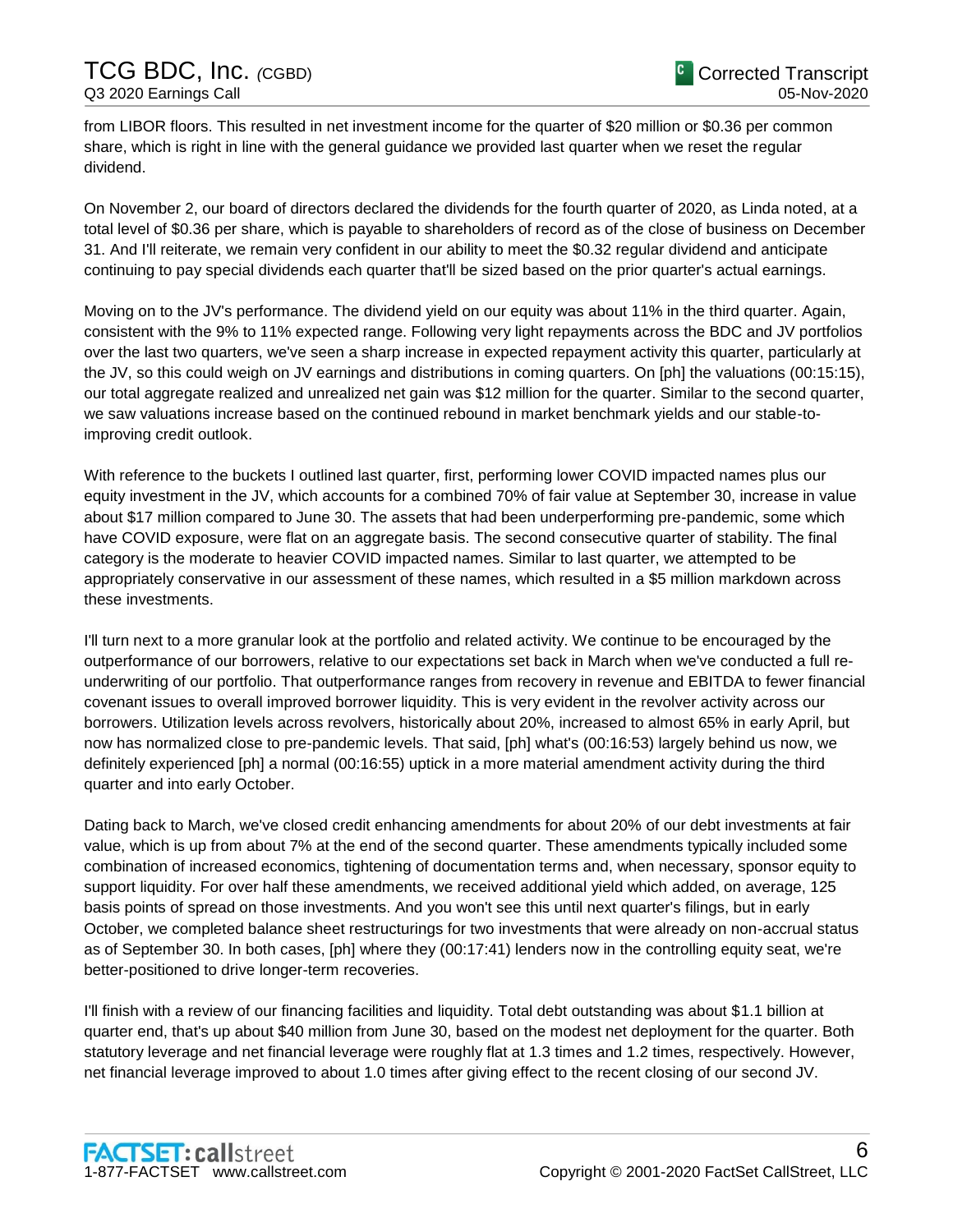from LIBOR floors. This resulted in net investment income for the quarter of $20 million or $0.36 per common share, which is right in line with the general guidance we provided last quarter when we reset the regular dividend.

On November 2, our board of directors declared the dividends for the fourth quarter of 2020, as Linda noted, at a total level of $0.36 per share, which is payable to shareholders of record as of the close of business on December 31. And I'll reiterate, we remain very confident in our ability to meet the $0.32 regular dividend and anticipate continuing to pay special dividends each quarter that'll be sized based on the prior quarter's actual earnings.

Moving on to the JV's performance. The dividend yield on our equity was about 11% in the third quarter. Again, consistent with the 9% to 11% expected range. Following very light repayments across the BDC and JV portfolios over the last two quarters, we've seen a sharp increase in expected repayment activity this quarter, particularly at the JV, so this could weigh on JV earnings and distributions in coming quarters. On [ph] the valuations (00:15:15), our total aggregate realized and unrealized net gain was $12 million for the quarter. Similar to the second quarter, we saw valuations increase based on the continued rebound in market benchmark yields and our stable-to-improving credit outlook.

With reference to the buckets I outlined last quarter, first, performing lower COVID impacted names plus our equity investment in the JV, which accounts for a combined 70% of fair value at September 30, increase in value about $17 million compared to June 30. The assets that had been underperforming pre-pandemic, some which have COVID exposure, were flat on an aggregate basis. The second consecutive quarter of stability. The final category is the moderate to heavier COVID impacted names. Similar to last quarter, we attempted to be appropriately conservative in our assessment of these names, which resulted in a $5 million markdown across these investments.

I'll turn next to a more granular look at the portfolio and related activity. We continue to be encouraged by the outperformance of our borrowers, relative to our expectations set back in March when we've conducted a full re-underwriting of our portfolio. That outperformance ranges from recovery in revenue and EBITDA to fewer financial covenant issues to overall improved borrower liquidity. This is very evident in the revolver activity across our borrowers. Utilization levels across revolvers, historically about 20%, increased to almost 65% in early April, but now has normalized close to pre-pandemic levels. That said, [ph] what's (00:16:53) largely behind us now, we definitely experienced [ph] a normal (00:16:55) uptick in a more material amendment activity during the third quarter and into early October.

Dating back to March, we've closed credit enhancing amendments for about 20% of our debt investments at fair value, which is up from about 7% at the end of the second quarter. These amendments typically included some combination of increased economics, tightening of documentation terms and, when necessary, sponsor equity to support liquidity. For over half these amendments, we received additional yield which added, on average, 125 basis points of spread on those investments. And you won't see this until next quarter's filings, but in early October, we completed balance sheet restructurings for two investments that were already on non-accrual status as of September 30. In both cases, [ph] where they (00:17:41) lenders now in the controlling equity seat, we're better-positioned to drive longer-term recoveries.

I'll finish with a review of our financing facilities and liquidity. Total debt outstanding was about $1.1 billion at quarter end, that's up about $40 million from June 30, based on the modest net deployment for the quarter. Both statutory leverage and net financial leverage were roughly flat at 1.3 times and 1.2 times, respectively. However, net financial leverage improved to about 1.0 times after giving effect to the recent closing of our second JV.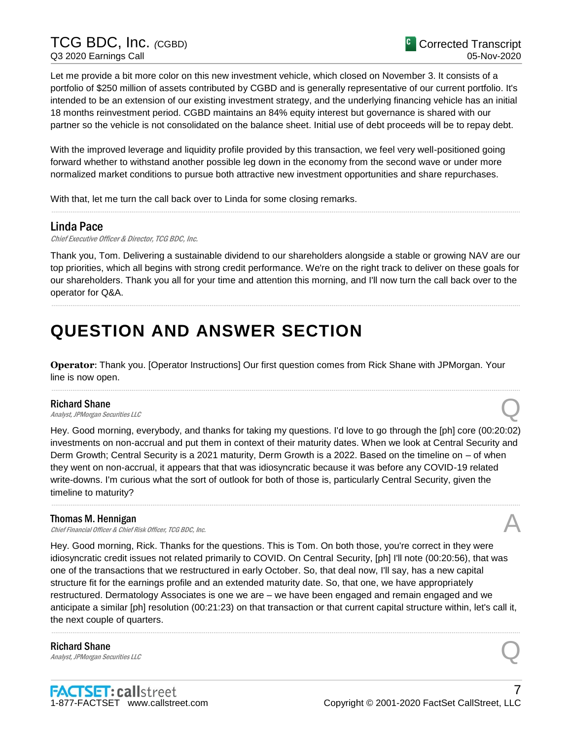Let me provide a bit more color on this new investment vehicle, which closed on November 3. It consists of a portfolio of $250 million of assets contributed by CGBD and is generally representative of our current portfolio. It's intended to be an extension of our existing investment strategy, and the underlying financing vehicle has an initial 18 months reinvestment period. CGBD maintains an 84% equity interest but governance is shared with our partner so the vehicle is not consolidated on the balance sheet. Initial use of debt proceeds will be to repay debt.

With the improved leverage and liquidity profile provided by this transaction, we feel very well-positioned going forward whether to withstand another possible leg down in the economy from the second wave or under more normalized market conditions to pursue both attractive new investment opportunities and share repurchases.

With that, let me turn the call back over to Linda for some closing remarks.

---

### Linda Pace
*Chief Executive Officer & Director, TCG BDC, Inc.*

Thank you, Tom. Delivering a sustainable dividend to our shareholders alongside a stable or growing NAV are our top priorities, which all begins with strong credit performance. We're on the right track to deliver on these goals for our shareholders. Thank you all for your time and attention this morning, and I'll now turn the call back over to the operator for Q&A.

---

# QUESTION AND ANSWER SECTION

**Operator**: Thank you. [Operator Instructions] Our first question comes from Rick Shane with JPMorgan. Your line is now open.

---

### Richard Shane
*Analyst, JPMorgan Securities LLC* **Q**

Hey. Good morning, everybody, and thanks for taking my questions. I'd love to go through the [ph] core (00:20:02) investments on non-accrual and put them in context of their maturity dates. When we look at Central Security and Derm Growth; Central Security is a 2021 maturity, Derm Growth is a 2022. Based on the timeline on – of when they went on non-accrual, it appears that that was idiosyncratic because it was before any COVID-19 related write-downs. I'm curious what the sort of outlook for both of those is, particularly Central Security, given the timeline to maturity?

---

### Thomas M. Hennigan
*Chief Financial Officer & Chief Risk Officer, TCG BDC, Inc.* **A**

Hey. Good morning, Rick. Thanks for the questions. This is Tom. On both those, you're correct in they were idiosyncratic credit issues not related primarily to COVID. On Central Security, [ph] I'll note (00:20:56), that was one of the transactions that we restructured in early October. So, that deal now, I'll say, has a new capital structure fit for the earnings profile and an extended maturity date. So, that one, we have appropriately restructured. Dermatology Associates is one we are – we have been engaged and remain engaged and we anticipate a similar [ph] resolution (00:21:23) on that transaction or that current capital structure within, let's call it, the next couple of quarters.

---

### Richard Shane
*Analyst, JPMorgan Securities LLC* **Q**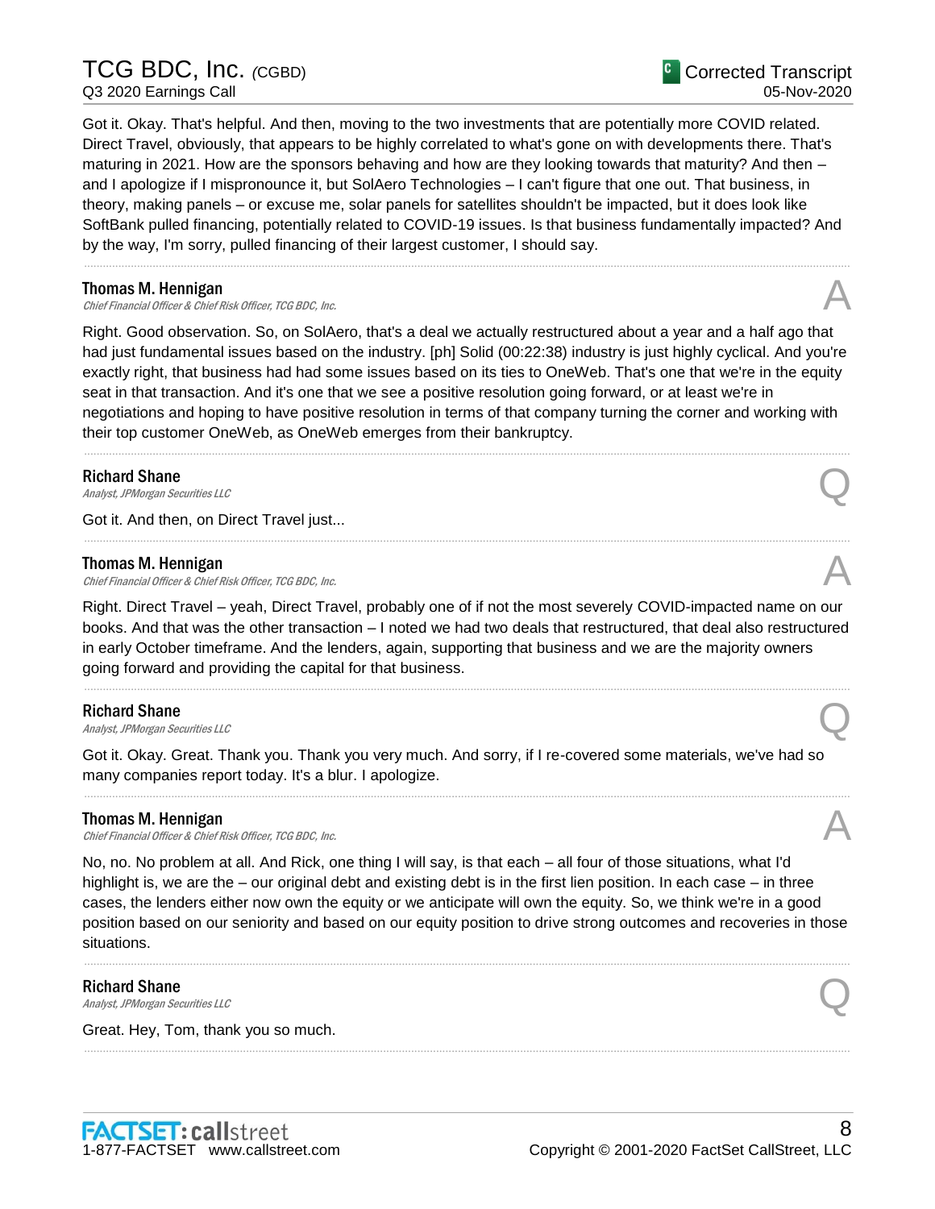Got it. Okay. That's helpful. And then, moving to the two investments that are potentially more COVID related. Direct Travel, obviously, that appears to be highly correlated to what's gone on with developments there. That's maturing in 2021. How are the sponsors behaving and how are they looking towards that maturity? And then – and I apologize if I mispronounce it, but SolAero Technologies – I can't figure that one out. That business, in theory, making panels – or excuse me, solar panels for satellites shouldn't be impacted, but it does look like SoftBank pulled financing, potentially related to COVID-19 issues. Is that business fundamentally impacted? And by the way, I'm sorry, pulled financing of their largest customer, I should say.

---

**Thomas M. Hennigan**
*Chief Financial Officer & Chief Risk Officer, TCG BDC, Inc.*

A

Right. Good observation. So, on SolAero, that's a deal we actually restructured about a year and a half ago that had just fundamental issues based on the industry. [ph] Solid (00:22:38) industry is just highly cyclical. And you're exactly right, that business had had some issues based on its ties to OneWeb. That's one that we're in the equity seat in that transaction. And it's one that we see a positive resolution going forward, or at least we're in negotiations and hoping to have positive resolution in terms of that company turning the corner and working with their top customer OneWeb, as OneWeb emerges from their bankruptcy.

---

**Richard Shane**
*Analyst, JPMorgan Securities LLC*

Q

Got it. And then, on Direct Travel just...

---

**Thomas M. Hennigan**
*Chief Financial Officer & Chief Risk Officer, TCG BDC, Inc.*

A

Right. Direct Travel – yeah, Direct Travel, probably one of if not the most severely COVID-impacted name on our books. And that was the other transaction – I noted we had two deals that restructured, that deal also restructured in early October timeframe. And the lenders, again, supporting that business and we are the majority owners going forward and providing the capital for that business.

---

**Richard Shane**
*Analyst, JPMorgan Securities LLC*

Q

Got it. Okay. Great. Thank you. Thank you very much. And sorry, if I re-covered some materials, we've had so many companies report today. It's a blur. I apologize.

---

**Thomas M. Hennigan**
*Chief Financial Officer & Chief Risk Officer, TCG BDC, Inc.*

A

No, no. No problem at all. And Rick, one thing I will say, is that each – all four of those situations, what I'd highlight is, we are the – our original debt and existing debt is in the first lien position. In each case – in three cases, the lenders either now own the equity or we anticipate will own the equity. So, we think we're in a good position based on our seniority and based on our equity position to drive strong outcomes and recoveries in those situations.

---

**Richard Shane**
*Analyst, JPMorgan Securities LLC*

Q

Great. Hey, Tom, thank you so much.

---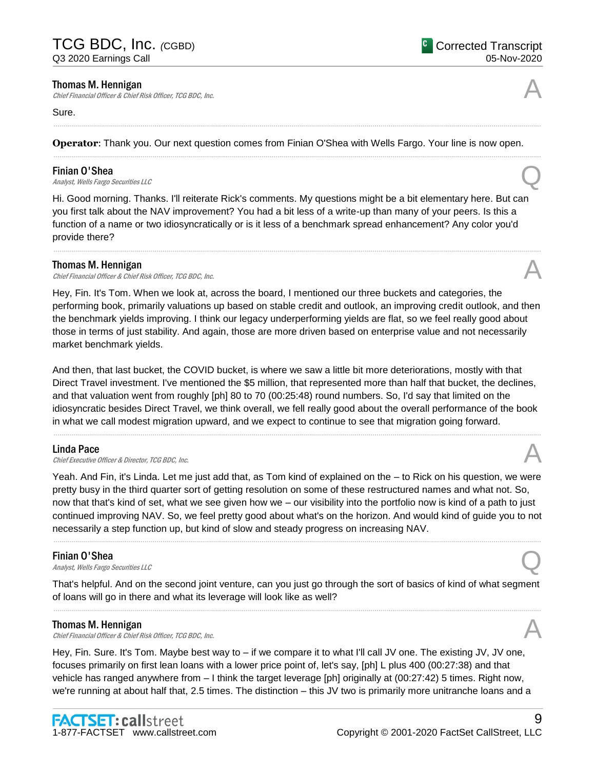**Thomas M. Hennigan**
*Chief Financial Officer & Chief Risk Officer, TCG BDC, Inc.*

A

Sure.

---

**Operator**: Thank you. Our next question comes from Finian O'Shea with Wells Fargo. Your line is now open.

---

**Finian O'Shea**
*Analyst, Wells Fargo Securities LLC*

Q

Hi. Good morning. Thanks. I'll reiterate Rick's comments. My questions might be a bit elementary here. But can you first talk about the NAV improvement? You had a bit less of a write-up than many of your peers. Is this a function of a name or two idiosyncratically or is it less of a benchmark spread enhancement? Any color you'd provide there?

---

**Thomas M. Hennigan**
*Chief Financial Officer & Chief Risk Officer, TCG BDC, Inc.*

A

Hey, Fin. It's Tom. When we look at, across the board, I mentioned our three buckets and categories, the performing book, primarily valuations up based on stable credit and outlook, an improving credit outlook, and then the benchmark yields improving. I think our legacy underperforming yields are flat, so we feel really good about those in terms of just stability. And again, those are more driven based on enterprise value and not necessarily market benchmark yields.

And then, that last bucket, the COVID bucket, is where we saw a little bit more deteriorations, mostly with that Direct Travel investment. I've mentioned the $5 million, that represented more than half that bucket, the declines, and that valuation went from roughly [ph] 80 to 70 (00:25:48) round numbers. So, I'd say that limited on the idiosyncratic besides Direct Travel, we think overall, we fell really good about the overall performance of the book in what we call modest migration upward, and we expect to continue to see that migration going forward.

---

**Linda Pace**
*Chief Executive Officer & Director, TCG BDC, Inc.*

A

Yeah. And Fin, it's Linda. Let me just add that, as Tom kind of explained on the – to Rick on his question, we were pretty busy in the third quarter sort of getting resolution on some of these restructured names and what not. So, now that that's kind of set, what we see given how we – our visibility into the portfolio now is kind of a path to just continued improving NAV. So, we feel pretty good about what's on the horizon. And would kind of guide you to not necessarily a step function up, but kind of slow and steady progress on increasing NAV.

---

**Finian O'Shea**
*Analyst, Wells Fargo Securities LLC*

Q

That's helpful. And on the second joint venture, can you just go through the sort of basics of kind of what segment of loans will go in there and what its leverage will look like as well?

---

**Thomas M. Hennigan**
*Chief Financial Officer & Chief Risk Officer, TCG BDC, Inc.*

A

Hey, Fin. Sure. It's Tom. Maybe best way to – if we compare it to what I'll call JV one. The existing JV, JV one, focuses primarily on first lean loans with a lower price point of, let's say, [ph] L plus 400 (00:27:38) and that vehicle has ranged anywhere from – I think the target leverage [ph] originally at (00:27:42) 5 times. Right now, we're running at about half that, 2.5 times. The distinction – this JV two is primarily more unitranche loans and a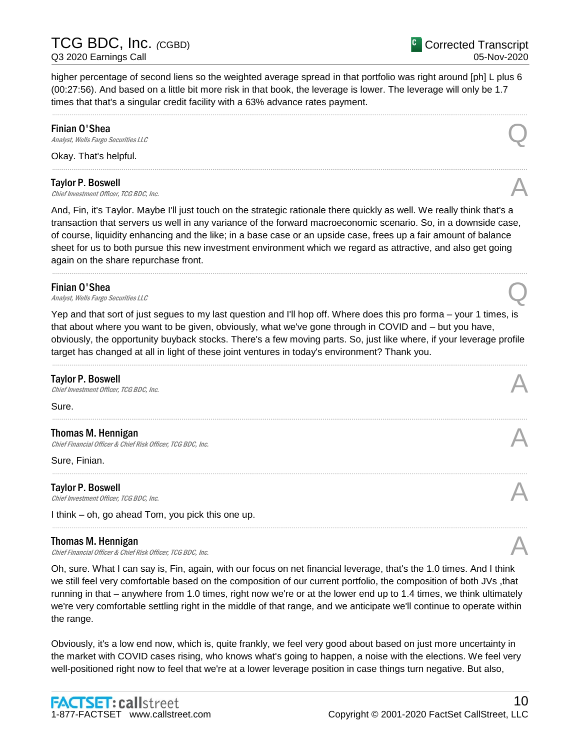higher percentage of second liens so the weighted average spread in that portfolio was right around [ph] L plus 6 (00:27:56). And based on a little bit more risk in that book, the leverage is lower. The leverage will only be 1.7 times that that's a singular credit facility with a 63% advance rates payment.

---

**Finian O'Shea**
*Analyst, Wells Fargo Securities LLC*

Q

Okay. That's helpful.

---

**Taylor P. Boswell**
*Chief Investment Officer, TCG BDC, Inc.*

A

And, Fin, it's Taylor. Maybe I'll just touch on the strategic rationale there quickly as well. We really think that's a transaction that servers us well in any variance of the forward macroeconomic scenario. So, in a downside case, of course, liquidity enhancing and the like; in a base case or an upside case, frees up a fair amount of balance sheet for us to both pursue this new investment environment which we regard as attractive, and also get going again on the share repurchase front.

---

**Finian O'Shea**
*Analyst, Wells Fargo Securities LLC*

Q

Yep and that sort of just segues to my last question and I'll hop off. Where does this pro forma – your 1 times, is that about where you want to be given, obviously, what we've gone through in COVID and – but you have, obviously, the opportunity buyback stocks. There's a few moving parts. So, just like where, if your leverage profile target has changed at all in light of these joint ventures in today's environment? Thank you.

---

**Taylor P. Boswell**
*Chief Investment Officer, TCG BDC, Inc.*

A

Sure.

---

**Thomas M. Hennigan**
*Chief Financial Officer & Chief Risk Officer, TCG BDC, Inc.*

A

Sure, Finian.

---

**Taylor P. Boswell**
*Chief Investment Officer, TCG BDC, Inc.*

A

I think – oh, go ahead Tom, you pick this one up.

---

**Thomas M. Hennigan**
*Chief Financial Officer & Chief Risk Officer, TCG BDC, Inc.*

A

Oh, sure. What I can say is, Fin, again, with our focus on net financial leverage, that's the 1.0 times. And I think we still feel very comfortable based on the composition of our current portfolio, the composition of both JVs ,that running in that – anywhere from 1.0 times, right now we're or at the lower end up to 1.4 times, we think ultimately we're very comfortable settling right in the middle of that range, and we anticipate we'll continue to operate within the range.

Obviously, it's a low end now, which is, quite frankly, we feel very good about based on just more uncertainty in the market with COVID cases rising, who knows what's going to happen, a noise with the elections. We feel very well-positioned right now to feel that we're at a lower leverage position in case things turn negative. But also,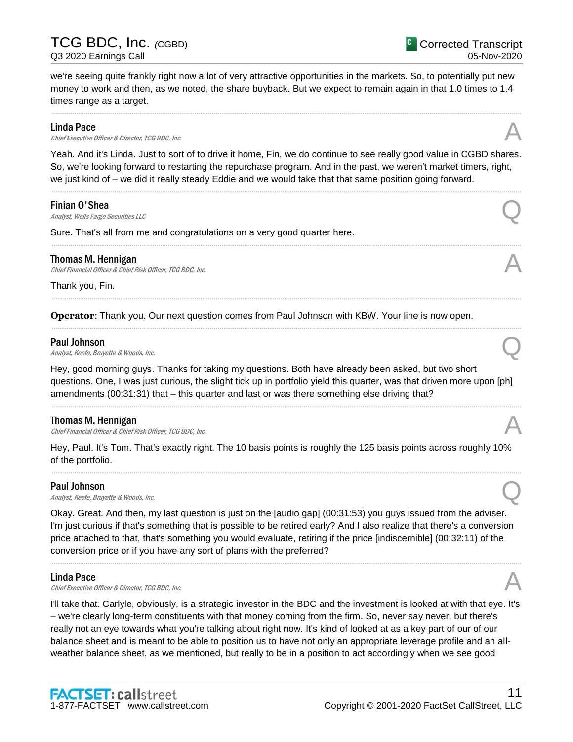we're seeing quite frankly right now a lot of very attractive opportunities in the markets. So, to potentially put new money to work and then, as we noted, the share buyback. But we expect to remain again in that 1.0 times to 1.4 times range as a target.

---

**Linda Pace**
*Chief Executive Officer & Director, TCG BDC, Inc.* — A

Yeah. And it's Linda. Just to sort of to drive it home, Fin, we do continue to see really good value in CGBD shares. So, we're looking forward to restarting the repurchase program. And in the past, we weren't market timers, right, we just kind of – we did it really steady Eddie and we would take that that same position going forward.

---

**Finian O'Shea**
*Analyst, Wells Fargo Securities LLC* — Q

Sure. That's all from me and congratulations on a very good quarter here.

---

**Thomas M. Hennigan**
*Chief Financial Officer & Chief Risk Officer, TCG BDC, Inc.* — A

Thank you, Fin.

---

**Operator**: Thank you. Our next question comes from Paul Johnson with KBW. Your line is now open.

---

**Paul Johnson**
*Analyst, Keefe, Bruyette & Woods, Inc.* — Q

Hey, good morning guys. Thanks for taking my questions. Both have already been asked, but two short questions. One, I was just curious, the slight tick up in portfolio yield this quarter, was that driven more upon [ph] amendments (00:31:31) that – this quarter and last or was there something else driving that?

---

**Thomas M. Hennigan**
*Chief Financial Officer & Chief Risk Officer, TCG BDC, Inc.* — A

Hey, Paul. It's Tom. That's exactly right. The 10 basis points is roughly the 125 basis points across roughly 10% of the portfolio.

---

**Paul Johnson**
*Analyst, Keefe, Bruyette & Woods, Inc.* — Q

Okay. Great. And then, my last question is just on the [audio gap] (00:31:53) you guys issued from the adviser. I'm just curious if that's something that is possible to be retired early? And I also realize that there's a conversion price attached to that, that's something you would evaluate, retiring if the price [indiscernible] (00:32:11) of the conversion price or if you have any sort of plans with the preferred?

---

**Linda Pace**
*Chief Executive Officer & Director, TCG BDC, Inc.* — A

I'll take that. Carlyle, obviously, is a strategic investor in the BDC and the investment is looked at with that eye. It's – we're clearly long-term constituents with that money coming from the firm. So, never say never, but there's really not an eye towards what you're talking about right now. It's kind of looked at as a key part of our of our balance sheet and is meant to be able to position us to have not only an appropriate leverage profile and an all-weather balance sheet, as we mentioned, but really to be in a position to act accordingly when we see good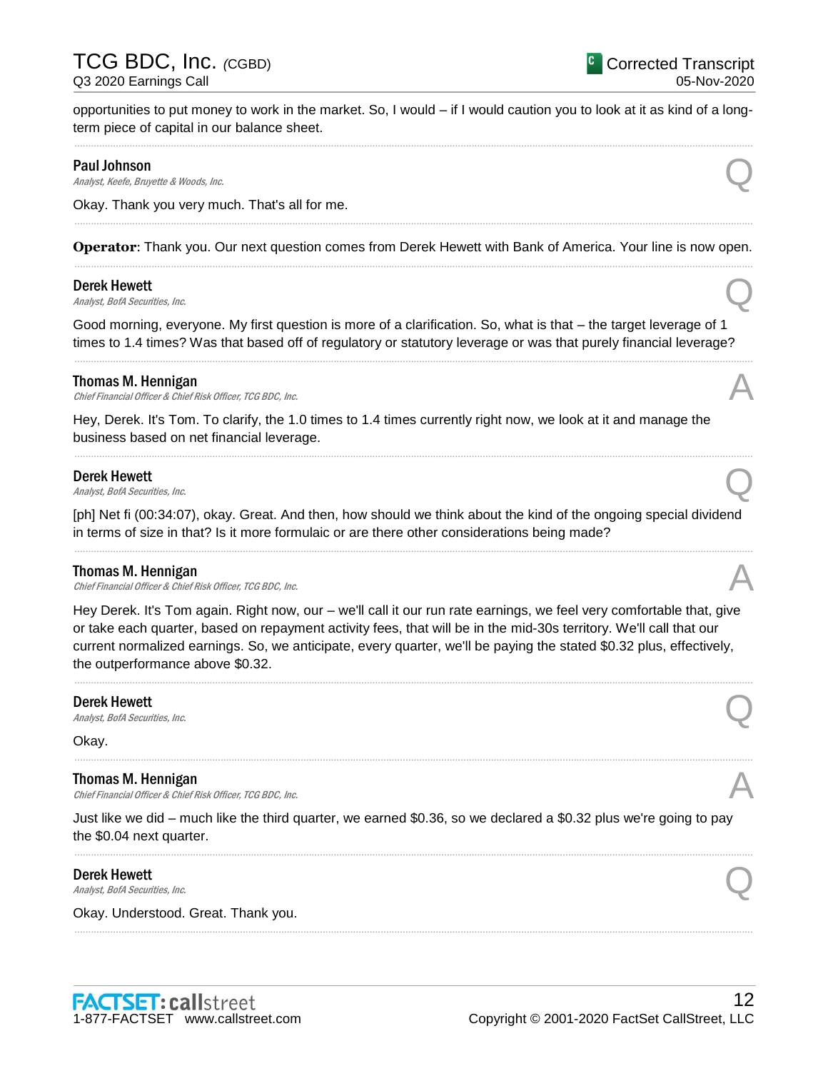opportunities to put money to work in the market. So, I would – if I would caution you to look at it as kind of a long-term piece of capital in our balance sheet.

---

**Paul Johnson**
*Analyst, Keefe, Bruyette & Woods, Inc.*

Q

Okay. Thank you very much. That's all for me.

---

**Operator**: Thank you. Our next question comes from Derek Hewett with Bank of America. Your line is now open.

---

**Derek Hewett**
*Analyst, BofA Securities, Inc.*

Q

Good morning, everyone. My first question is more of a clarification. So, what is that – the target leverage of 1 times to 1.4 times? Was that based off of regulatory or statutory leverage or was that purely financial leverage?

---

**Thomas M. Hennigan**
*Chief Financial Officer & Chief Risk Officer, TCG BDC, Inc.*

A

Hey, Derek. It's Tom. To clarify, the 1.0 times to 1.4 times currently right now, we look at it and manage the business based on net financial leverage.

---

**Derek Hewett**
*Analyst, BofA Securities, Inc.*

Q

[ph] Net fi (00:34:07), okay. Great. And then, how should we think about the kind of the ongoing special dividend in terms of size in that? Is it more formulaic or are there other considerations being made?

---

**Thomas M. Hennigan**
*Chief Financial Officer & Chief Risk Officer, TCG BDC, Inc.*

A

Hey Derek. It's Tom again. Right now, our – we'll call it our run rate earnings, we feel very comfortable that, give or take each quarter, based on repayment activity fees, that will be in the mid-30s territory. We'll call that our current normalized earnings. So, we anticipate, every quarter, we'll be paying the stated $0.32 plus, effectively, the outperformance above $0.32.

---

**Derek Hewett**
*Analyst, BofA Securities, Inc.*

Q

Okay.

---

**Thomas M. Hennigan**
*Chief Financial Officer & Chief Risk Officer, TCG BDC, Inc.*

A

Just like we did – much like the third quarter, we earned $0.36, so we declared a $0.32 plus we're going to pay the $0.04 next quarter.

---

**Derek Hewett**
*Analyst, BofA Securities, Inc.*

Q

Okay. Understood. Great. Thank you.

---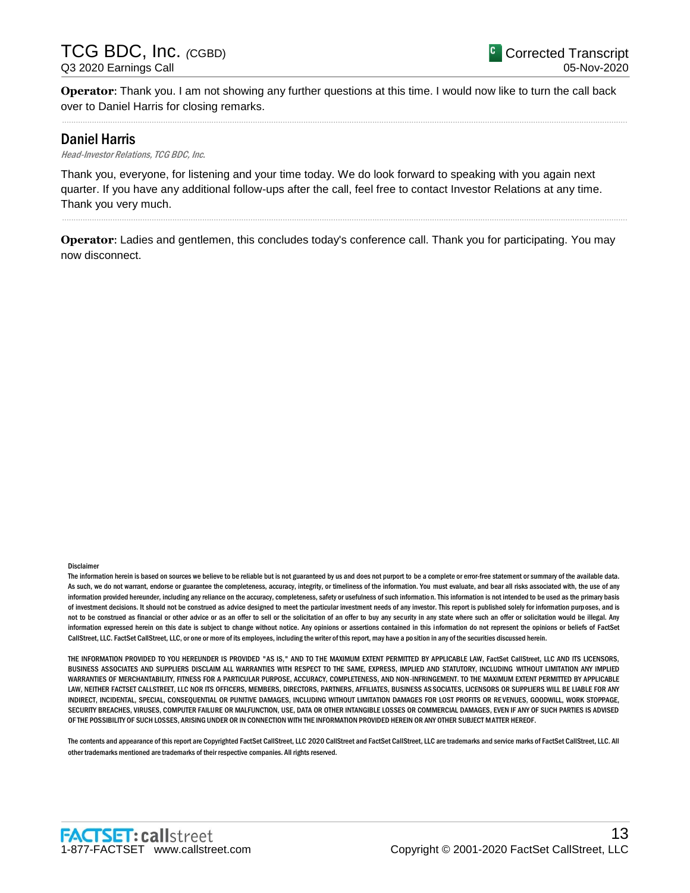**Operator**: Thank you. I am not showing any further questions at this time. I would now like to turn the call back over to Daniel Harris for closing remarks.

---

## Daniel Harris

*Head-Investor Relations, TCG BDC, Inc.*

Thank you, everyone, for listening and your time today. We do look forward to speaking with you again next quarter. If you have any additional follow-ups after the call, feel free to contact Investor Relations at any time. Thank you very much.

---

**Operator**: Ladies and gentlemen, this concludes today's conference call. Thank you for participating. You may now disconnect.

Disclaimer

The information herein is based on sources we believe to be reliable but is not guaranteed by us and does not purport to be a complete or error-free statement or summary of the available data. As such, we do not warrant, endorse or guarantee the completeness, accuracy, integrity, or timeliness of the information. You must evaluate, and bear all risks associated with, the use of any information provided hereunder, including any reliance on the accuracy, completeness, safety or usefulness of such information. This information is not intended to be used as the primary basis of investment decisions. It should not be construed as advice designed to meet the particular investment needs of any investor. This report is published solely for information purposes, and is not to be construed as financial or other advice or as an offer to sell or the solicitation of an offer to buy any security in any state where such an offer or solicitation would be illegal. Any information expressed herein on this date is subject to change without notice. Any opinions or assertions contained in this information do not represent the opinions or beliefs of FactSet CallStreet, LLC. FactSet CallStreet, LLC, or one or more of its employees, including the writer of this report, may have a position in any of the securities discussed herein.

THE INFORMATION PROVIDED TO YOU HEREUNDER IS PROVIDED "AS IS," AND TO THE MAXIMUM EXTENT PERMITTED BY APPLICABLE LAW, FactSet CallStreet, LLC AND ITS LICENSORS, BUSINESS ASSOCIATES AND SUPPLIERS DISCLAIM ALL WARRANTIES WITH RESPECT TO THE SAME, EXPRESS, IMPLIED AND STATUTORY, INCLUDING WITHOUT LIMITATION ANY IMPLIED WARRANTIES OF MERCHANTABILITY, FITNESS FOR A PARTICULAR PURPOSE, ACCURACY, COMPLETENESS, AND NON-INFRINGEMENT. TO THE MAXIMUM EXTENT PERMITTED BY APPLICABLE LAW, NEITHER FACTSET CALLSTREET, LLC NOR ITS OFFICERS, MEMBERS, DIRECTORS, PARTNERS, AFFILIATES, BUSINESS ASSOCIATES, LICENSORS OR SUPPLIERS WILL BE LIABLE FOR ANY INDIRECT, INCIDENTAL, SPECIAL, CONSEQUENTIAL OR PUNITIVE DAMAGES, INCLUDING WITHOUT LIMITATION DAMAGES FOR LOST PROFITS OR REVENUES, GOODWILL, WORK STOPPAGE, SECURITY BREACHES, VIRUSES, COMPUTER FAILURE OR MALFUNCTION, USE, DATA OR OTHER INTANGIBLE LOSSES OR COMMERCIAL DAMAGES, EVEN IF ANY OF SUCH PARTIES IS ADVISED OF THE POSSIBILITY OF SUCH LOSSES, ARISING UNDER OR IN CONNECTION WITH THE INFORMATION PROVIDED HEREIN OR ANY OTHER SUBJECT MATTER HEREOF.

The contents and appearance of this report are Copyrighted FactSet CallStreet, LLC 2020 CallStreet and FactSet CallStreet, LLC are trademarks and service marks of FactSet CallStreet, LLC. All other trademarks mentioned are trademarks of their respective companies. All rights reserved.